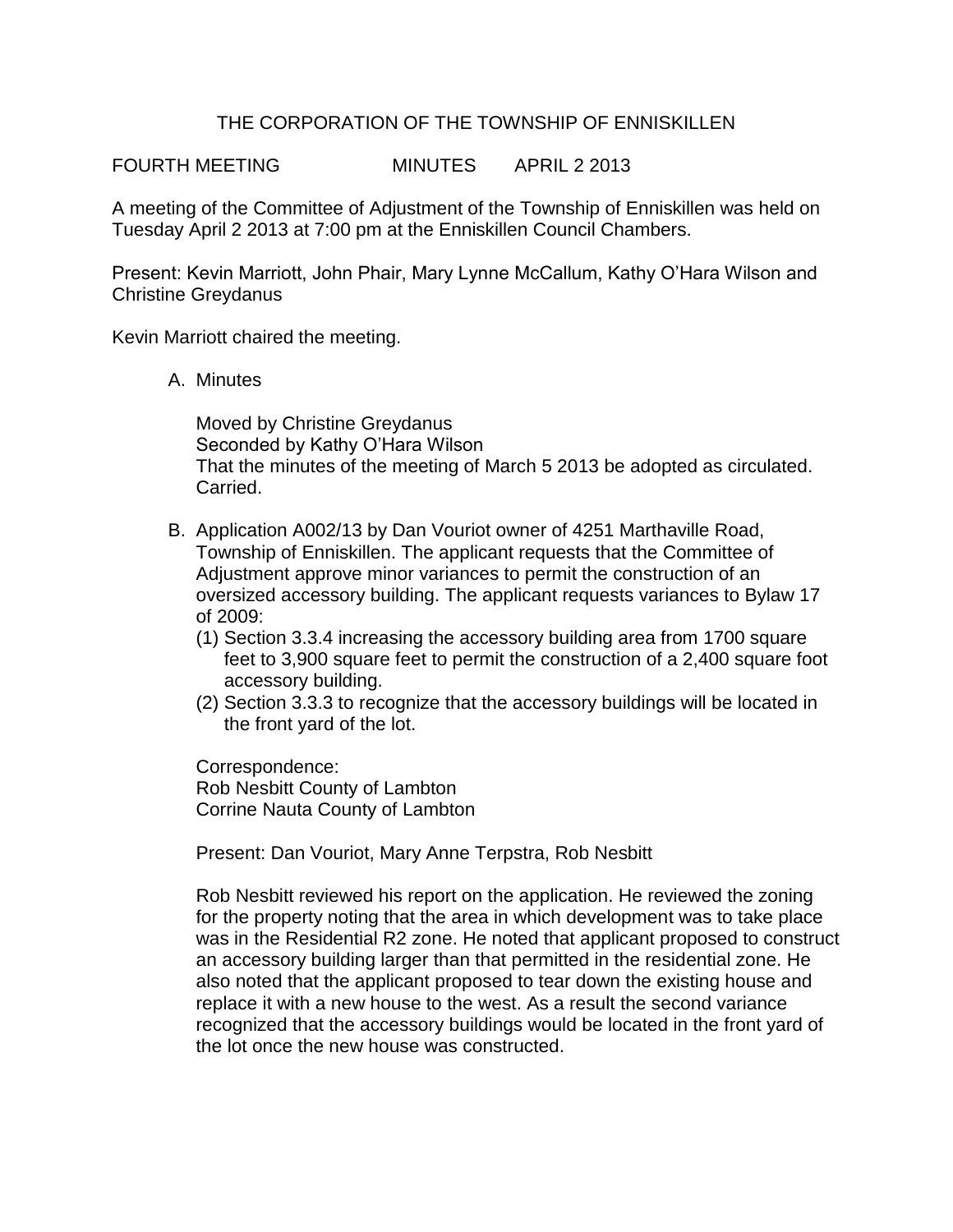# THE CORPORATION OF THE TOWNSHIP OF ENNISKILLEN

FOURTH MEETING MINUTES APRIL 2 2013

A meeting of the Committee of Adjustment of the Township of Enniskillen was held on Tuesday April 2 2013 at 7:00 pm at the Enniskillen Council Chambers.

Present: Kevin Marriott, John Phair, Mary Lynne McCallum, Kathy O'Hara Wilson and Christine Greydanus

Kevin Marriott chaired the meeting.

A. Minutes

   Moved by Christine Greydanus
   Seconded by Kathy O'Hara Wilson
   That the minutes of the meeting of March 5 2013 be adopted as circulated.
   Carried.

B. Application A002/13 by Dan Vouriot owner of 4251 Marthaville Road, Township of Enniskillen. The applicant requests that the Committee of Adjustment approve minor variances to permit the construction of an oversized accessory building. The applicant requests variances to Bylaw 17 of 2009:

   (1) Section 3.3.4 increasing the accessory building area from 1700 square feet to 3,900 square feet to permit the construction of a 2,400 square foot accessory building.
   (2) Section 3.3.3 to recognize that the accessory buildings will be located in the front yard of the lot.

   Correspondence:
   Rob Nesbitt County of Lambton
   Corrine Nauta County of Lambton

   Present: Dan Vouriot, Mary Anne Terpstra, Rob Nesbitt

   Rob Nesbitt reviewed his report on the application. He reviewed the zoning for the property noting that the area in which development was to take place was in the Residential R2 zone. He noted that applicant proposed to construct an accessory building larger than that permitted in the residential zone. He also noted that the applicant proposed to tear down the existing house and replace it with a new house to the west. As a result the second variance recognized that the accessory buildings would be located in the front yard of the lot once the new house was constructed.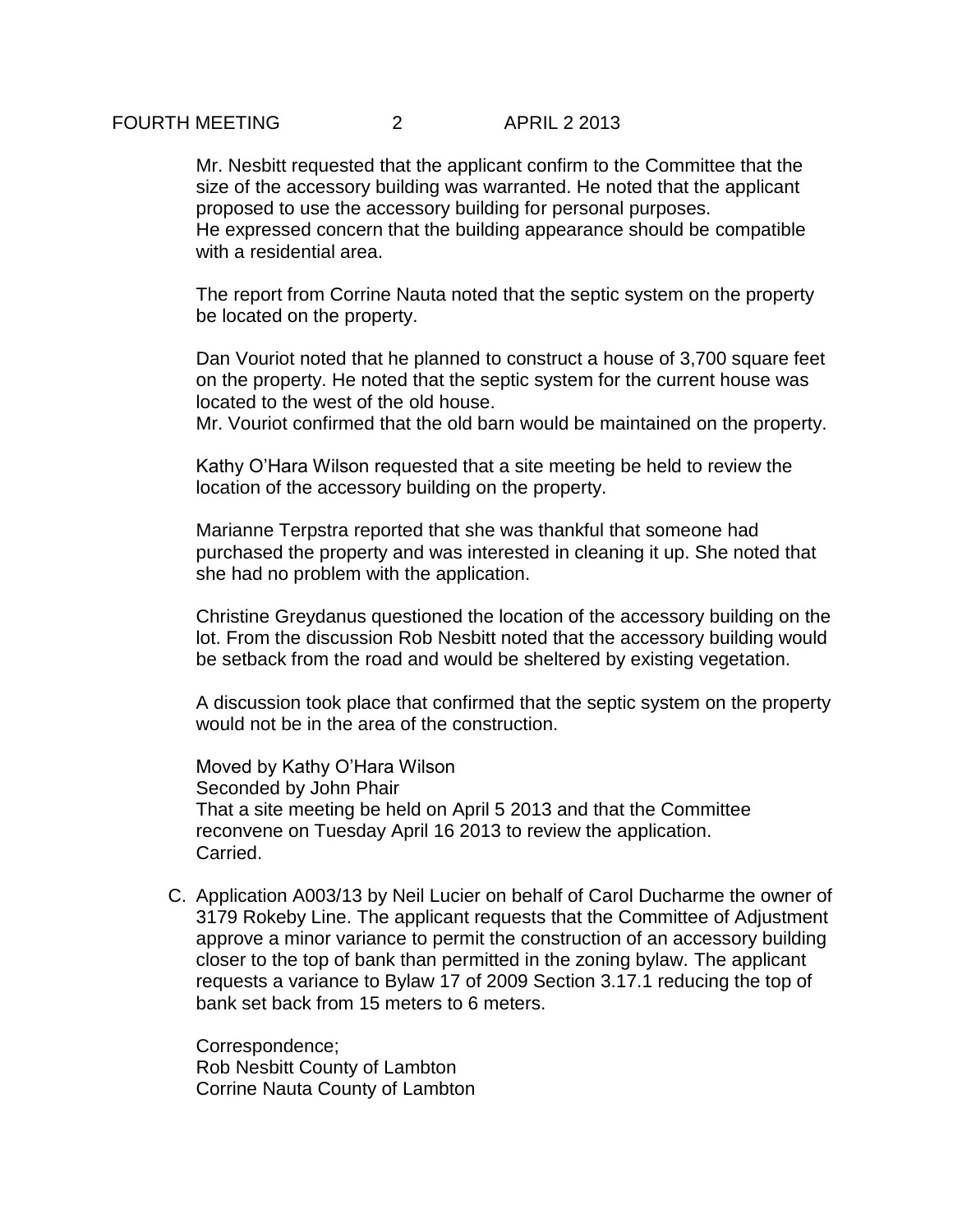Mr. Nesbitt requested that the applicant confirm to the Committee that the size of the accessory building was warranted. He noted that the applicant proposed to use the accessory building for personal purposes.
He expressed concern that the building appearance should be compatible with a residential area.

The report from Corrine Nauta noted that the septic system on the property be located on the property.

Dan Vouriot noted that he planned to construct a house of 3,700 square feet on the property. He noted that the septic system for the current house was located to the west of the old house.
Mr. Vouriot confirmed that the old barn would be maintained on the property.

Kathy O'Hara Wilson requested that a site meeting be held to review the location of the accessory building on the property.

Marianne Terpstra reported that she was thankful that someone had purchased the property and was interested in cleaning it up. She noted that she had no problem with the application.

Christine Greydanus questioned the location of the accessory building on the lot. From the discussion Rob Nesbitt noted that the accessory building would be setback from the road and would be sheltered by existing vegetation.

A discussion took place that confirmed that the septic system on the property would not be in the area of the construction.

Moved by Kathy O'Hara Wilson
Seconded by John Phair
That a site meeting be held on April 5 2013 and that the Committee reconvene on Tuesday April 16 2013 to review the application.
Carried.

C. Application A003/13 by Neil Lucier on behalf of Carol Ducharme the owner of 3179 Rokeby Line. The applicant requests that the Committee of Adjustment approve a minor variance to permit the construction of an accessory building closer to the top of bank than permitted in the zoning bylaw. The applicant requests a variance to Bylaw 17 of 2009 Section 3.17.1 reducing the top of bank set back from 15 meters to 6 meters.

Correspondence;
Rob Nesbitt County of Lambton
Corrine Nauta County of Lambton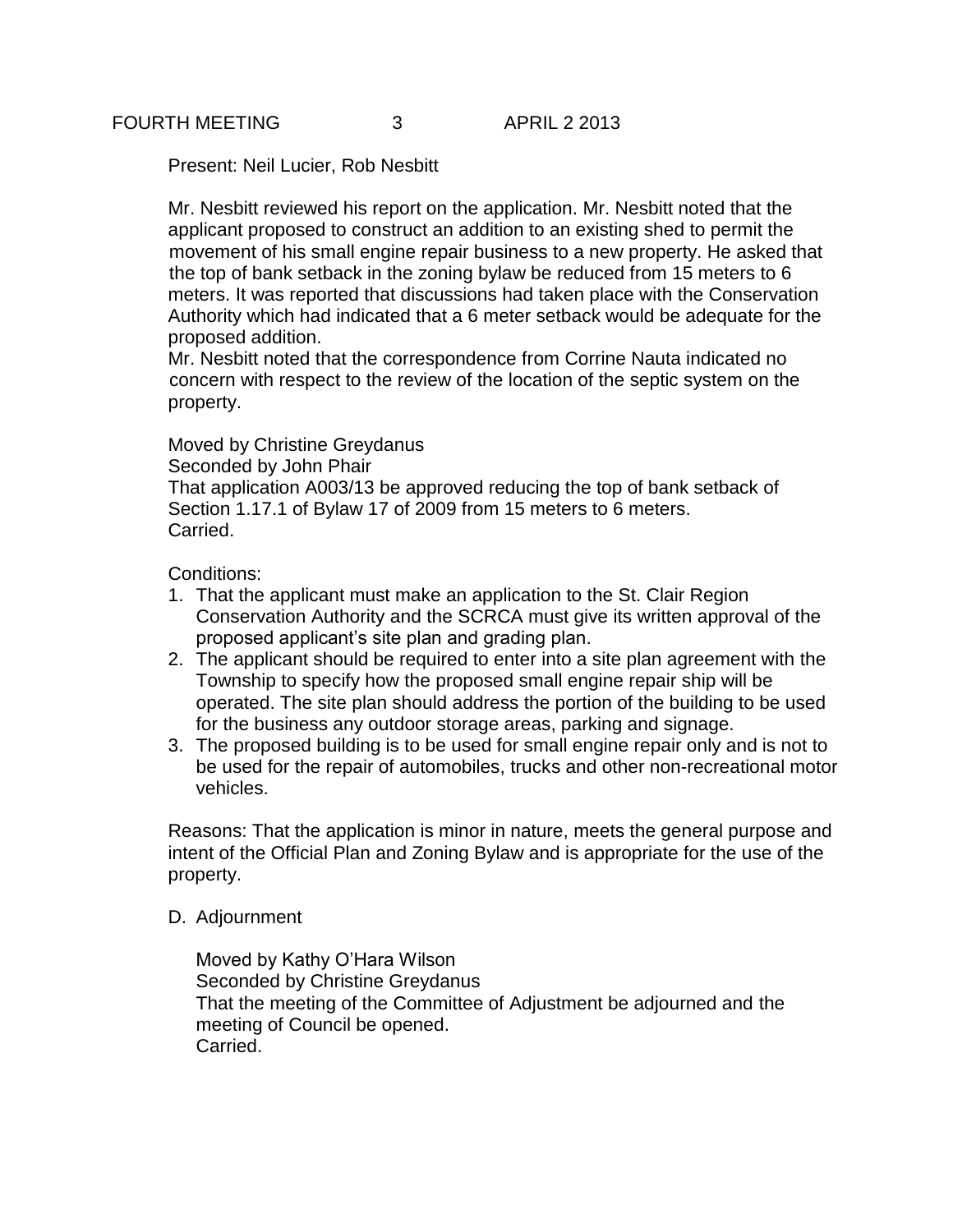Present: Neil Lucier, Rob Nesbitt

Mr. Nesbitt reviewed his report on the application. Mr. Nesbitt noted that the applicant proposed to construct an addition to an existing shed to permit the movement of his small engine repair business to a new property. He asked that the top of bank setback in the zoning bylaw be reduced from 15 meters to 6 meters. It was reported that discussions had taken place with the Conservation Authority which had indicated that a 6 meter setback would be adequate for the proposed addition.
Mr. Nesbitt noted that the correspondence from Corrine Nauta indicated no concern with respect to the review of the location of the septic system on the property.

Moved by Christine Greydanus
Seconded by John Phair
That application A003/13 be approved reducing the top of bank setback of Section 1.17.1 of Bylaw 17 of 2009 from 15 meters to 6 meters.
Carried.

Conditions:

1. That the applicant must make an application to the St. Clair Region Conservation Authority and the SCRCA must give its written approval of the proposed applicant's site plan and grading plan.
2. The applicant should be required to enter into a site plan agreement with the Township to specify how the proposed small engine repair ship will be operated. The site plan should address the portion of the building to be used for the business any outdoor storage areas, parking and signage.
3. The proposed building is to be used for small engine repair only and is not to be used for the repair of automobiles, trucks and other non-recreational motor vehicles.

Reasons: That the application is minor in nature, meets the general purpose and intent of the Official Plan and Zoning Bylaw and is appropriate for the use of the property.

D. Adjournment

Moved by Kathy O'Hara Wilson
Seconded by Christine Greydanus
That the meeting of the Committee of Adjustment be adjourned and the meeting of Council be opened.
Carried.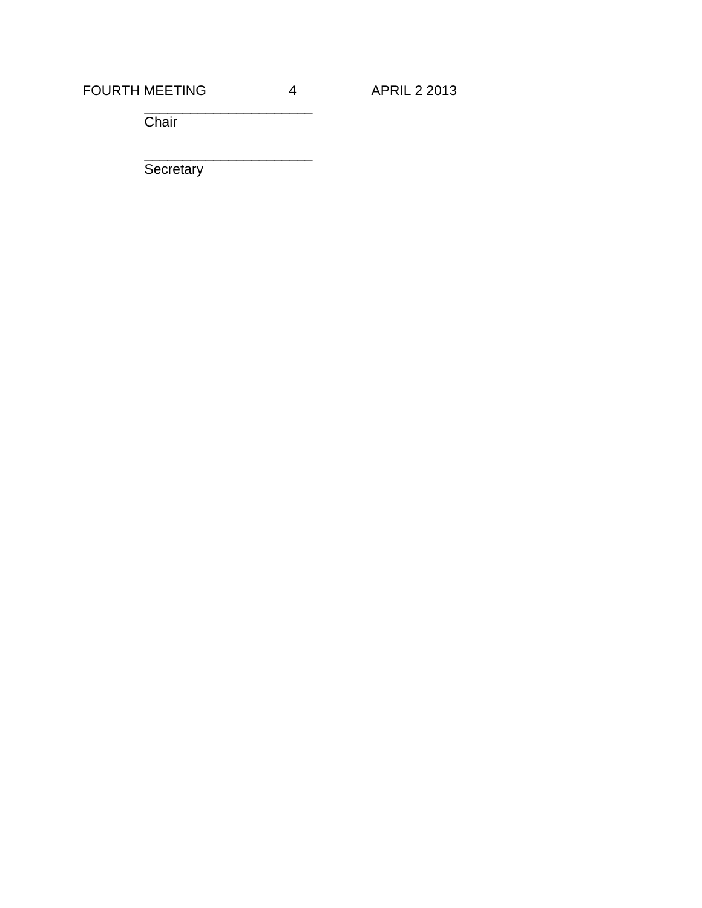______________________
Chair

______________________
Secretary